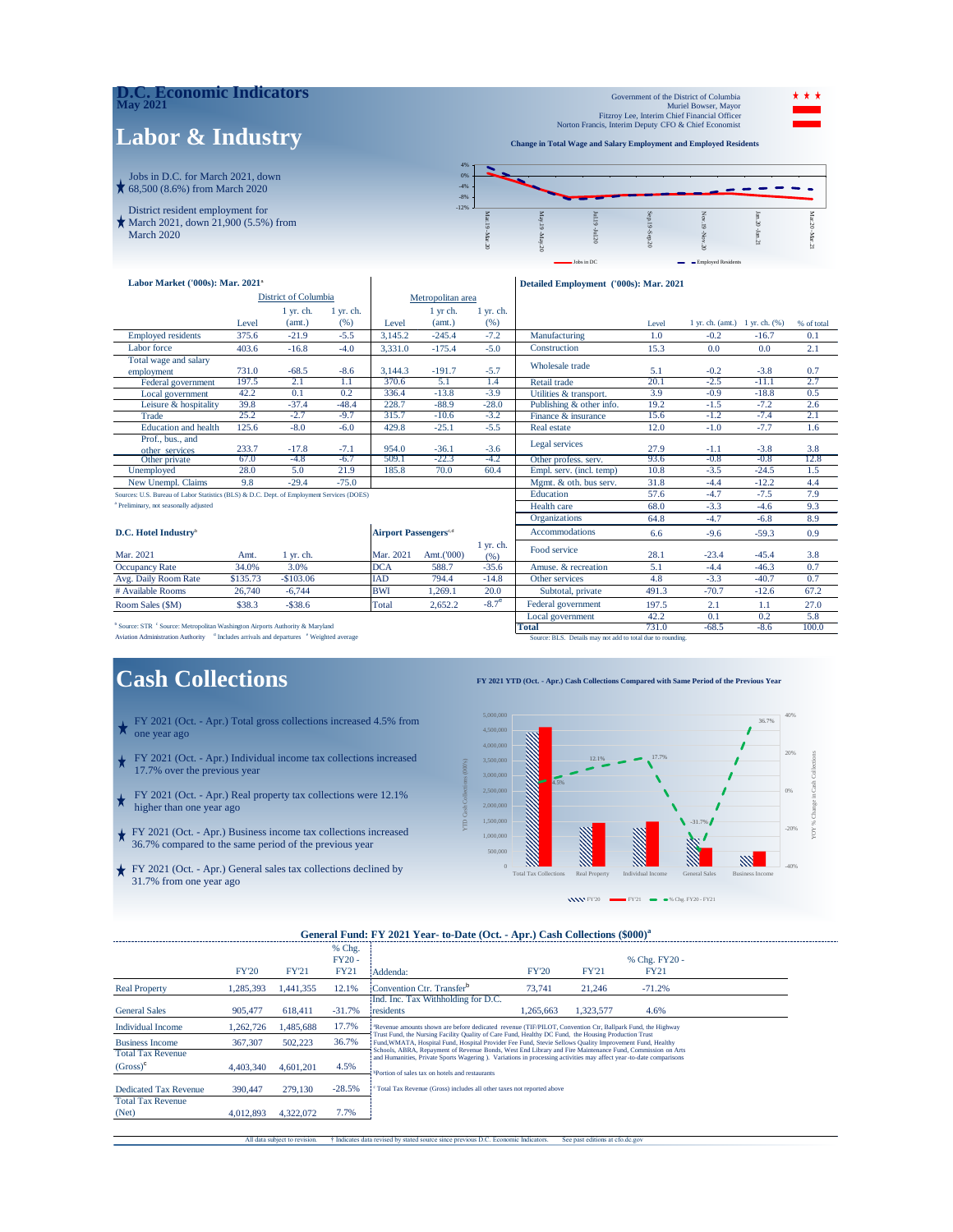# D.C. Economic Indicators

**May 2021**

Government of the District of Columbia
Muriel Bowser, Mayor
Fitzroy Lee, Interim Chief Financial Officer
Norton Francis, Interim Deputy CFO & Chief Economist

## Labor & Industry

- Jobs in D.C. for March 2021, down 68,500 (8.6%) from March 2020
- District resident employment for March 2021, down 21,900 (5.5%) from March 2020

**Change in Total Wage and Salary Employment and Employed Residents**

(Chart: Jobs in DC; Employed Residents — Mar 19-Mar 20 through Mar 20-Mar 21)

### Labor Market ('000s): Mar. 2021[a]

| | District of Columbia | | | Metropolitan area | | |
|---|---|---|---|---|---|---|
| | Level | 1 yr. ch. (amt.) | 1 yr. ch. (%) | Level | 1 yr ch. (amt.) | 1 yr. ch. (%) |
| Employed residents | 375.6 | -21.9 | -5.5 | 3,145.2 | -245.4 | -7.2 |
| Labor force | 403.6 | -16.8 | -4.0 | 3,331.0 | -175.4 | -5.0 |
| Total wage and salary employment | 731.0 | -68.5 | -8.6 | 3,144.3 | -191.7 | -5.7 |
| Federal government | 197.5 | 2.1 | 1.1 | 370.6 | 5.1 | 1.4 |
| Local government | 42.2 | 0.1 | 0.2 | 336.4 | -13.8 | -3.9 |
| Leisure & hospitality | 39.8 | -37.4 | -48.4 | 228.7 | -88.9 | -28.0 |
| Trade | 25.2 | -2.7 | -9.7 | 315.7 | -10.6 | -3.2 |
| Education and health | 125.6 | -8.0 | -6.0 | 429.8 | -25.1 | -5.5 |
| Prof., bus., and other services | 233.7 | -17.8 | -7.1 | 954.0 | -36.1 | -3.6 |
| Other private | 67.0 | -4.8 | -6.7 | 509.1 | -22.3 | -4.2 |
| Unemployed | 28.0 | 5.0 | 21.9 | 185.8 | 70.0 | 60.4 |
| New Unempl. Claims | 9.8 | -29.4 | -75.0 | | | |

Sources: U.S. Bureau of Labor Statistics (BLS) & D.C. Dept. of Employment Services (DOES)
[a] Preliminary, not seasonally adjusted

### Detailed Employment ('000s): Mar. 2021

| | Level | 1 yr. ch. (amt.) | 1 yr. ch. (%) | % of total |
|---|---|---|---|---|
| Manufacturing | 1.0 | -0.2 | -16.7 | 0.1 |
| Construction | 15.3 | 0.0 | 0.0 | 2.1 |
| Wholesale trade | 5.1 | -0.2 | -3.8 | 0.7 |
| Retail trade | 20.1 | -2.5 | -11.1 | 2.7 |
| Utilities & transport. | 3.9 | -0.9 | -18.8 | 0.5 |
| Publishing & other info. | 19.2 | -1.5 | -7.2 | 2.6 |
| Finance & insurance | 15.6 | -1.2 | -7.4 | 2.1 |
| Real estate | 12.0 | -1.0 | -7.7 | 1.6 |
| Legal services | 27.9 | -1.1 | -3.8 | 3.8 |
| Other profess. serv. | 93.6 | -0.8 | -0.8 | 12.8 |
| Empl. serv. (incl. temp) | 10.8 | -3.5 | -24.5 | 1.5 |
| Mgmt. & oth. bus serv. | 31.8 | -4.4 | -12.2 | 4.4 |
| Education | 57.6 | -4.7 | -7.5 | 7.9 |
| Health care | 68.0 | -3.3 | -4.6 | 9.3 |
| Organizations | 64.8 | -4.7 | -6.8 | 8.9 |
| Accommodations | 6.6 | -9.6 | -59.3 | 0.9 |
| Food service | 28.1 | -23.4 | -45.4 | 3.8 |
| Amuse. & recreation | 5.1 | -4.4 | -46.3 | 0.7 |
| Other services | 4.8 | -3.3 | -40.7 | 0.7 |
| Subtotal, private | 491.3 | -70.7 | -12.6 | 67.2 |
| Federal government | 197.5 | 2.1 | 1.1 | 27.0 |
| Local government | 42.2 | 0.1 | 0.2 | 5.8 |
| **Total** | 731.0 | -68.5 | -8.6 | 100.0 |

Source: BLS. Details may not add to total due to rounding.

### D.C. Hotel Industry[b]

| Mar. 2021 | Amt. | 1 yr. ch. |
|---|---|---|
| Occupancy Rate | 34.0% | 3.0% |
| Avg. Daily Room Rate | $135.73 | -$103.06 |
| # Available Rooms | 26,740 | -6,744 |
| Room Sales ($M) | $38.3 | -$38.6 |

### Airport Passengers[c,d]

| Mar. 2021 | Amt.('000) | 1 yr. ch. (%) |
|---|---|---|
| DCA | 588.7 | -35.6 |
| IAD | 794.4 | -14.8 |
| BWI | 1,269.1 | 20.0 |
| Total | 2,652.2 | -8.7[e] |

[b] Source: STR [c] Source: Metropolitan Washington Airports Authority & Maryland Aviation Administration Authority [d] Includes arrivals and departures [e] Weighted average

## Cash Collections

- FY 2021 (Oct. - Apr.) Total gross collections increased 4.5% from one year ago
- FY 2021 (Oct. - Apr.) Individual income tax collections increased 17.7% over the previous year
- FY 2021 (Oct. - Apr.) Real property tax collections were 12.1% higher than one year ago
- FY 2021 (Oct. - Apr.) Business income tax collections increased 36.7% compared to the same period of the previous year
- FY 2021 (Oct. - Apr.) General sales tax collections declined by 31.7% from one year ago

**FY 2021 YTD (Oct. - Apr.) Cash Collections Compared with Same Period of the Previous Year**

(Chart: FY'20, FY'21, % Chg. FY20 - FY21 — Total Tax Collections 4.5%; Real Property 12.1%; Individual Income 17.7%; General Sales -31.7%; Business Income 36.7%)

### General Fund: FY 2021 Year- to-Date (Oct. - Apr.) Cash Collections ($000)[a]

| | FY'20 | FY'21 | % Chg. FY20 - FY21 |
|---|---|---|---|
| Real Property | 1,285,393 | 1,441,355 | 12.1% |
| General Sales | 905,477 | 618,411 | -31.7% |
| Individual Income | 1,262,726 | 1,485,688 | 17.7% |
| Business Income | 367,307 | 502,223 | 36.7% |
| Total Tax Revenue (Gross)[c] | 4,403,340 | 4,601,201 | 4.5% |
| Dedicated Tax Revenue | 390,447 | 279,130 | -28.5% |
| Total Tax Revenue (Net) | 4,012,893 | 4,322,072 | 7.7% |

| Addenda: | FY'20 | FY'21 | % Chg. FY20 - FY21 |
|---|---|---|---|
| Convention Ctr. Transfer[b] | 73,741 | 21,246 | -71.2% |
| Ind. Inc. Tax Withholding for D.C. residents | 1,265,663 | 1,323,577 | 4.6% |

[a] Revenue amounts shown are before dedicated revenue (TIF/PILOT, Convention Ctr, Ballpark Fund, the Highway Trust Fund, the Nursing Facility Quality of Care Fund, Healthy DC Fund, the Housing Production Trust Fund, WMATA, Hospital Fund, Hospital Provider Fee Fund, Stevie Sellows Quality Improvement Fund, Healthy Schools, ABRA, Repayment of Revenue Bonds, West End Library and Fire Maintenance Fund, Commission on Arts and Humanities, Private Sports Wagering ). Variations in processing activities may affect year-to-date comparisons

[b] Portion of sales tax on hotels and restaurants

[c] Total Tax Revenue (Gross) includes all other taxes not reported above

All data subject to revision. † Indicates data revised by stated source since previous D.C. Economic Indicators. See past editions at cfo.dc.gov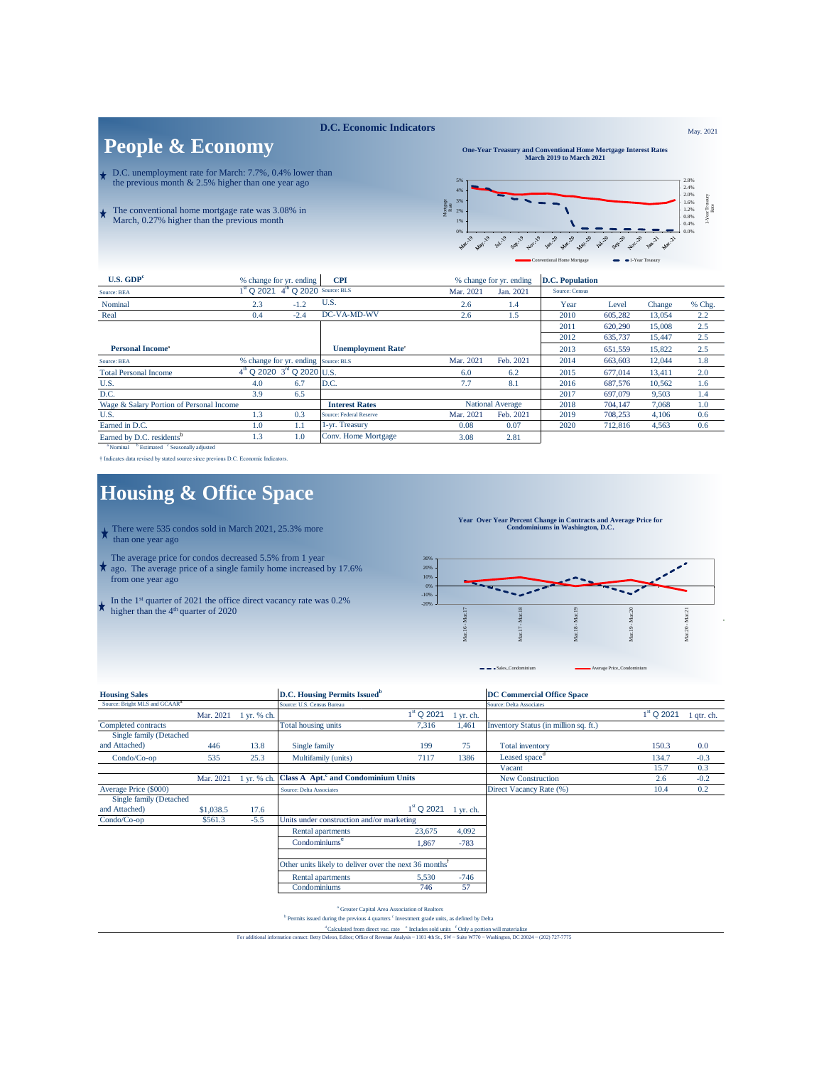D.C. Economic Indicators

May. 2021

# People & Economy

- D.C. unemployment rate for March: 7.7%, 0.4% lower than the previous month & 2.5% higher than one year ago
- The conventional home mortgage rate was 3.08% in March, 0.27% higher than the previous month

**One-Year Treasury and Conventional Home Mortgage Interest Rates March 2019 to March 2021**

Mortgage Rate: 5%, 4%, 3%, 2%, 1%, 0%

1-Year Treasury Rate: 2.8%, 2.4%, 2.0%, 1.6%, 1.2%, 0.8%, 0.4%, 0.0%

Mar.-19, May.-19, Jul.-19, Sep.-19, Nov.-19, Jan.-20, Mar.-20, May.-20, Jul.-20, Sep.-20, Nov.-20, Jan.-21, Mar.-21

Conventional Home Mortgage — 1-Year Treasury

| U.S. GDP[c] | % change for yr. ending | |
|---|---|---|
| Source: BEA | 1st Q 2021 | 4th Q 2020 |
| Nominal | 2.3 | -1.2 |
| Real | 0.4 | -2.4 |

| CPI | % change for yr. ending | |
|---|---|---|
| Source: BLS | Mar. 2021 | Jan. 2021 |
| U.S. | 2.6 | 1.4 |
| DC-VA-MD-WV | 2.6 | 1.5 |

| Personal Income[a] | % change for yr. ending | |
|---|---|---|
| Source: BEA | 4th Q 2020 | 3rd Q 2020 |
| Total Personal Income | | |
| U.S. | 4.0 | 6.7 |
| D.C. | 3.9 | 6.5 |
| Wage & Salary Portion of Personal Income | | |
| U.S. | 1.3 | 0.3 |
| Earned in D.C. | 1.0 | 1.1 |
| Earned by D.C. residents[b] | 1.3 | 1.0 |

| Unemployment Rate[c] | | |
|---|---|---|
| Source: BLS | Mar. 2021 | Feb. 2021 |
| U.S. | 6.0 | 6.2 |
| D.C. | 7.7 | 8.1 |

| Interest Rates | National Average | |
|---|---|---|
| Source: Federal Reserve | Mar. 2021 | Feb. 2021 |
| 1-yr. Treasury | 0.08 | 0.07 |
| Conv. Home Mortgage | 3.08 | 2.81 |

| D.C. Population | | | |
|---|---|---|---|
| Source: Census | | | |
| Year | Level | Change | % Chg. |
| 2010 | 605,282 | 13,054 | 2.2 |
| 2011 | 620,290 | 15,008 | 2.5 |
| 2012 | 635,737 | 15,447 | 2.5 |
| 2013 | 651,559 | 15,822 | 2.5 |
| 2014 | 663,603 | 12,044 | 1.8 |
| 2015 | 677,014 | 13,411 | 2.0 |
| 2016 | 687,576 | 10,562 | 1.6 |
| 2017 | 697,079 | 9,503 | 1.4 |
| 2018 | 704,147 | 7,068 | 1.0 |
| 2019 | 708,253 | 4,106 | 0.6 |
| 2020 | 712,816 | 4,563 | 0.6 |

[a] Nominal [b] Estimated [c] Seasonally adjusted

† Indicates data revised by stated source since previous D.C. Economic Indicators.

# Housing & Office Space

- There were 535 condos sold in March 2021, 25.3% more than one year ago
- The average price for condos decreased 5.5% from 1 year ago. The average price of a single family home increased by 17.6% from one year ago
- In the 1st quarter of 2021 the office direct vacancy rate was 0.2% higher than the 4th quarter of 2020

**Year Over Year Percent Change in Contracts and Average Price for Condominiums in Washington, D.C.**

30%, 20%, 10%, 0%, -10%, -20%

Mar.16 - Mar.17, Mar.17 - Mar.18, Mar.18 - Mar.19, Mar.19 - Mar.20, Mar.20 - Mar.21

Sales_Condominium — Average Price_Condominium

| Housing Sales | | |
|---|---|---|
| Source: Bright MLS and GCAAR[a] | | |
| | Mar. 2021 | 1 yr. % ch. |
| Completed contracts | | |
| Single family (Detached and Attached) | 446 | 13.8 |
| Condo/Co-op | 535 | 25.3 |
| | Mar. 2021 | 1 yr. % ch. |
| Average Price ($000) | | |
| Single family (Detached and Attached) | $1,038.5 | 17.6 |
| Condo/Co-op | $561.3 | -5.5 |

| D.C. Housing Permits Issued[b] | | |
|---|---|---|
| Source: U.S. Census Bureau | | |
| | 1st Q 2021 | 1 yr. ch. |
| Total housing units | 7,316 | 1,461 |
| Single family | 199 | 75 |
| Multifamily (units) | 7117 | 1386 |

| Class A Apt.[c] and Condominium Units | | |
|---|---|---|
| Source: Delta Associates | | |
| | 1st Q 2021 | 1 yr. ch. |
| Units under construction and/or marketing | | |
| Rental apartments | 23,675 | 4,092 |
| Condominiums[e] | 1,867 | -783 |
| Other units likely to deliver over the next 36 months[f] | | |
| Rental apartments | 5,530 | -746 |
| Condominiums | 746 | 57 |

| DC Commercial Office Space | | |
|---|---|---|
| Source: Delta Associates | | |
| | 1st Q 2021 | 1 qtr. ch. |
| Inventory Status (in million sq. ft.) | | |
| Total inventory | 150.3 | 0.0 |
| Leased space[d] | 134.7 | -0.3 |
| Vacant | 15.7 | 0.3 |
| New Construction | 2.6 | -0.2 |
| Direct Vacancy Rate (%) | 10.4 | 0.2 |

[a] Greater Capital Area Association of Realtors

[b] Permits issued during the previous 4 quarters [c] Investment grade units, as defined by Delta

[d] Calculated from direct vac. rate [e] Includes sold units [f] Only a portion will materialize

For additional information contact: Betty Deleon, Editor, Office of Revenue Analysis ~ 1101 4th St., SW ~ Suite W770 ~ Washington, DC 20024 ~ (202) 727-7775